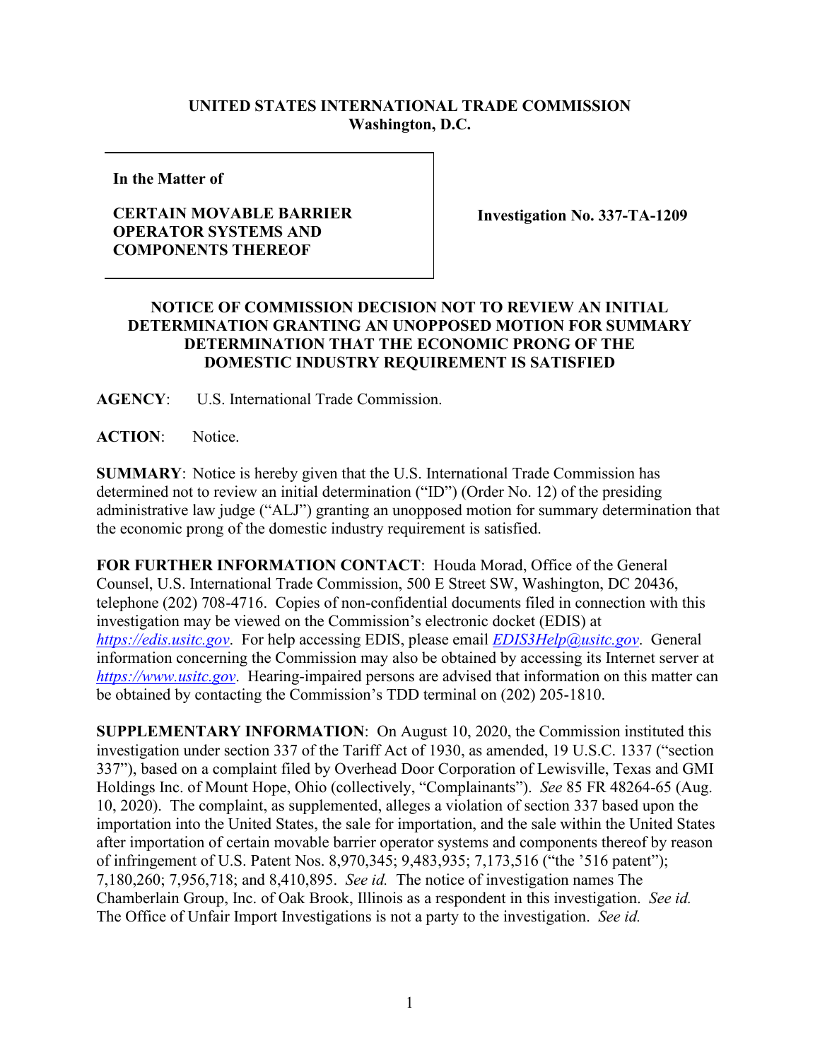**UNITED STATES INTERNATIONAL TRADE COMMISSION**
**Washington, D.C.**

| **In the Matter of**<br><br>**CERTAIN MOVABLE BARRIER OPERATOR SYSTEMS AND COMPONENTS THEREOF** | **Investigation No. 337-TA-1209** |
|---|---|

**NOTICE OF COMMISSION DECISION NOT TO REVIEW AN INITIAL DETERMINATION GRANTING AN UNOPPOSED MOTION FOR SUMMARY DETERMINATION THAT THE ECONOMIC PRONG OF THE DOMESTIC INDUSTRY REQUIREMENT IS SATISFIED**

**AGENCY**: U.S. International Trade Commission.

**ACTION**: Notice.

**SUMMARY**: Notice is hereby given that the U.S. International Trade Commission has determined not to review an initial determination ("ID") (Order No. 12) of the presiding administrative law judge ("ALJ") granting an unopposed motion for summary determination that the economic prong of the domestic industry requirement is satisfied.

**FOR FURTHER INFORMATION CONTACT**: Houda Morad, Office of the General Counsel, U.S. International Trade Commission, 500 E Street SW, Washington, DC 20436, telephone (202) 708-4716. Copies of non-confidential documents filed in connection with this investigation may be viewed on the Commission's electronic docket (EDIS) at *https://edis.usitc.gov*. For help accessing EDIS, please email *EDIS3Help@usitc.gov*. General information concerning the Commission may also be obtained by accessing its Internet server at *https://www.usitc.gov*. Hearing-impaired persons are advised that information on this matter can be obtained by contacting the Commission's TDD terminal on (202) 205-1810.

**SUPPLEMENTARY INFORMATION**: On August 10, 2020, the Commission instituted this investigation under section 337 of the Tariff Act of 1930, as amended, 19 U.S.C. 1337 ("section 337"), based on a complaint filed by Overhead Door Corporation of Lewisville, Texas and GMI Holdings Inc. of Mount Hope, Ohio (collectively, "Complainants"). *See* 85 FR 48264-65 (Aug. 10, 2020). The complaint, as supplemented, alleges a violation of section 337 based upon the importation into the United States, the sale for importation, and the sale within the United States after importation of certain movable barrier operator systems and components thereof by reason of infringement of U.S. Patent Nos. 8,970,345; 9,483,935; 7,173,516 ("the '516 patent"); 7,180,260; 7,956,718; and 8,410,895. *See id.* The notice of investigation names The Chamberlain Group, Inc. of Oak Brook, Illinois as a respondent in this investigation. *See id.* The Office of Unfair Import Investigations is not a party to the investigation. *See id.*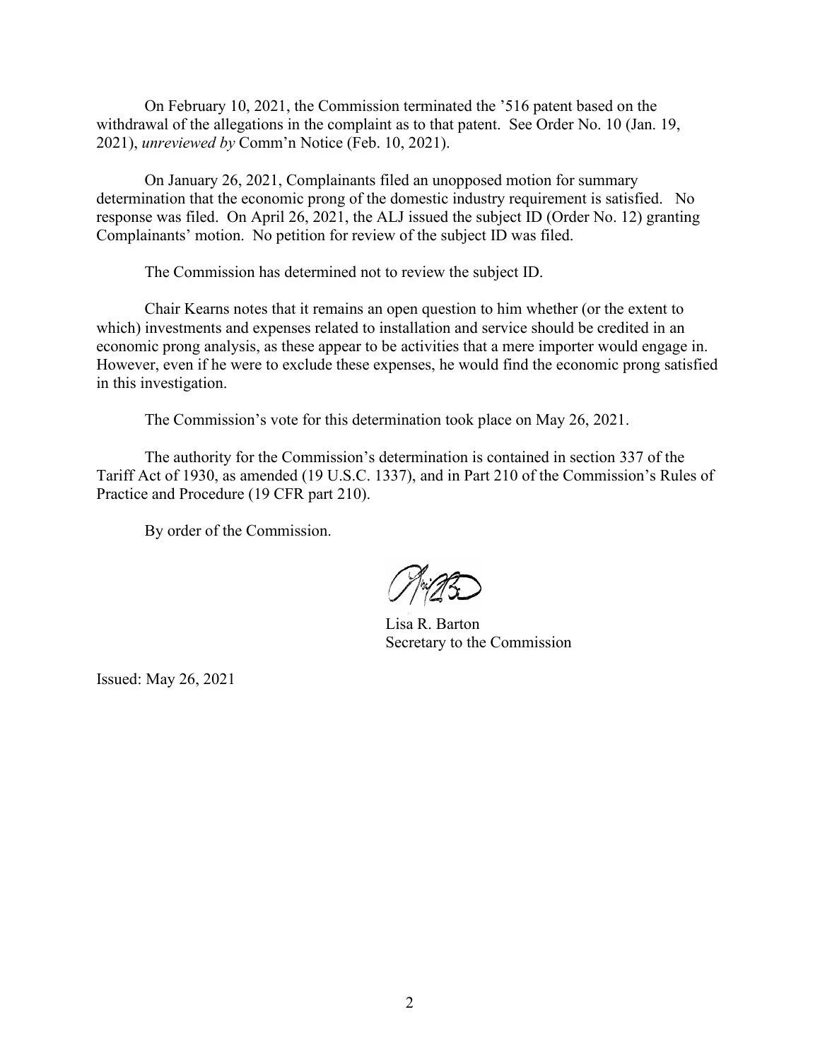On February 10, 2021, the Commission terminated the '516 patent based on the withdrawal of the allegations in the complaint as to that patent. See Order No. 10 (Jan. 19, 2021), *unreviewed by* Comm'n Notice (Feb. 10, 2021).

On January 26, 2021, Complainants filed an unopposed motion for summary determination that the economic prong of the domestic industry requirement is satisfied. No response was filed. On April 26, 2021, the ALJ issued the subject ID (Order No. 12) granting Complainants' motion. No petition for review of the subject ID was filed.

The Commission has determined not to review the subject ID.

Chair Kearns notes that it remains an open question to him whether (or the extent to which) investments and expenses related to installation and service should be credited in an economic prong analysis, as these appear to be activities that a mere importer would engage in. However, even if he were to exclude these expenses, he would find the economic prong satisfied in this investigation.

The Commission's vote for this determination took place on May 26, 2021.

The authority for the Commission's determination is contained in section 337 of the Tariff Act of 1930, as amended (19 U.S.C. 1337), and in Part 210 of the Commission's Rules of Practice and Procedure (19 CFR part 210).

By order of the Commission.

Lisa R. Barton
Secretary to the Commission

Issued: May 26, 2021